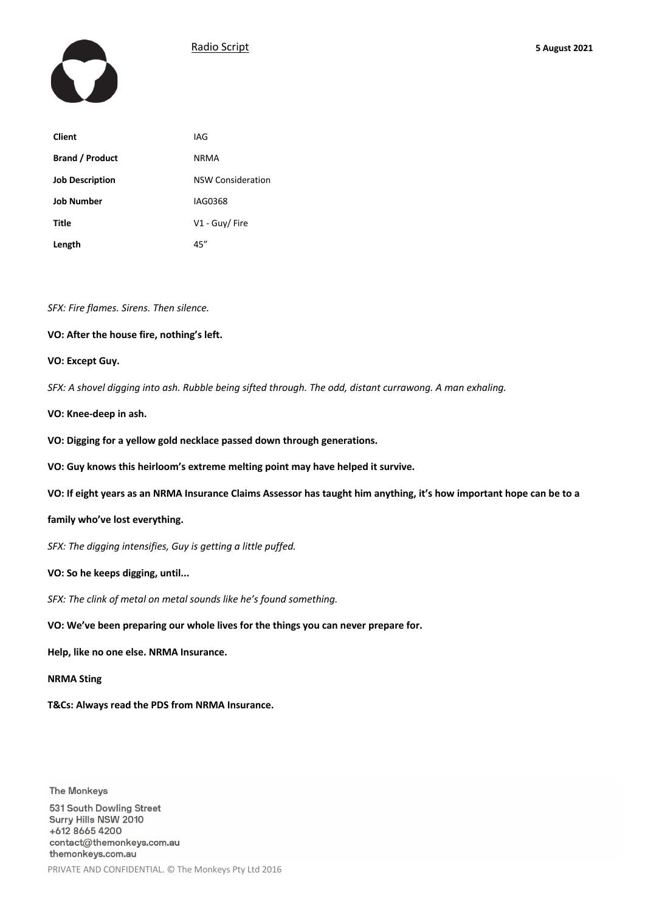Radio Script

**5 August 2021**

| **Client** | IAG |
| --- | --- |
| **Brand / Product** | NRMA |
| **Job Description** | NSW Consideration |
| **Job Number** | IAG0368 |
| **Title** | V1 - Guy/ Fire |
| **Length** | 45″ |

*SFX: Fire flames. Sirens. Then silence.*

**VO: After the house fire, nothing's left.**

**VO: Except Guy.**

*SFX: A shovel digging into ash. Rubble being sifted through. The odd, distant currawong. A man exhaling.*

**VO: Knee-deep in ash.**

**VO: Digging for a yellow gold necklace passed down through generations.**

**VO: Guy knows this heirloom's extreme melting point may have helped it survive.**

**VO: If eight years as an NRMA Insurance Claims Assessor has taught him anything, it's how important hope can be to a family who've lost everything.**

*SFX: The digging intensifies, Guy is getting a little puffed.*

**VO: So he keeps digging, until...**

*SFX: The clink of metal on metal sounds like he's found something.*

**VO: We've been preparing our whole lives for the things you can never prepare for.**

**Help, like no one else. NRMA Insurance.**

**NRMA Sting**

**T&Cs: Always read the PDS from NRMA Insurance.**

The Monkeys

531 South Dowling Street
Surry Hills NSW 2010
+612 8665 4200
contact@themonkeys.com.au
themonkeys.com.au

PRIVATE AND CONFIDENTIAL. © The Monkeys Pty Ltd 2016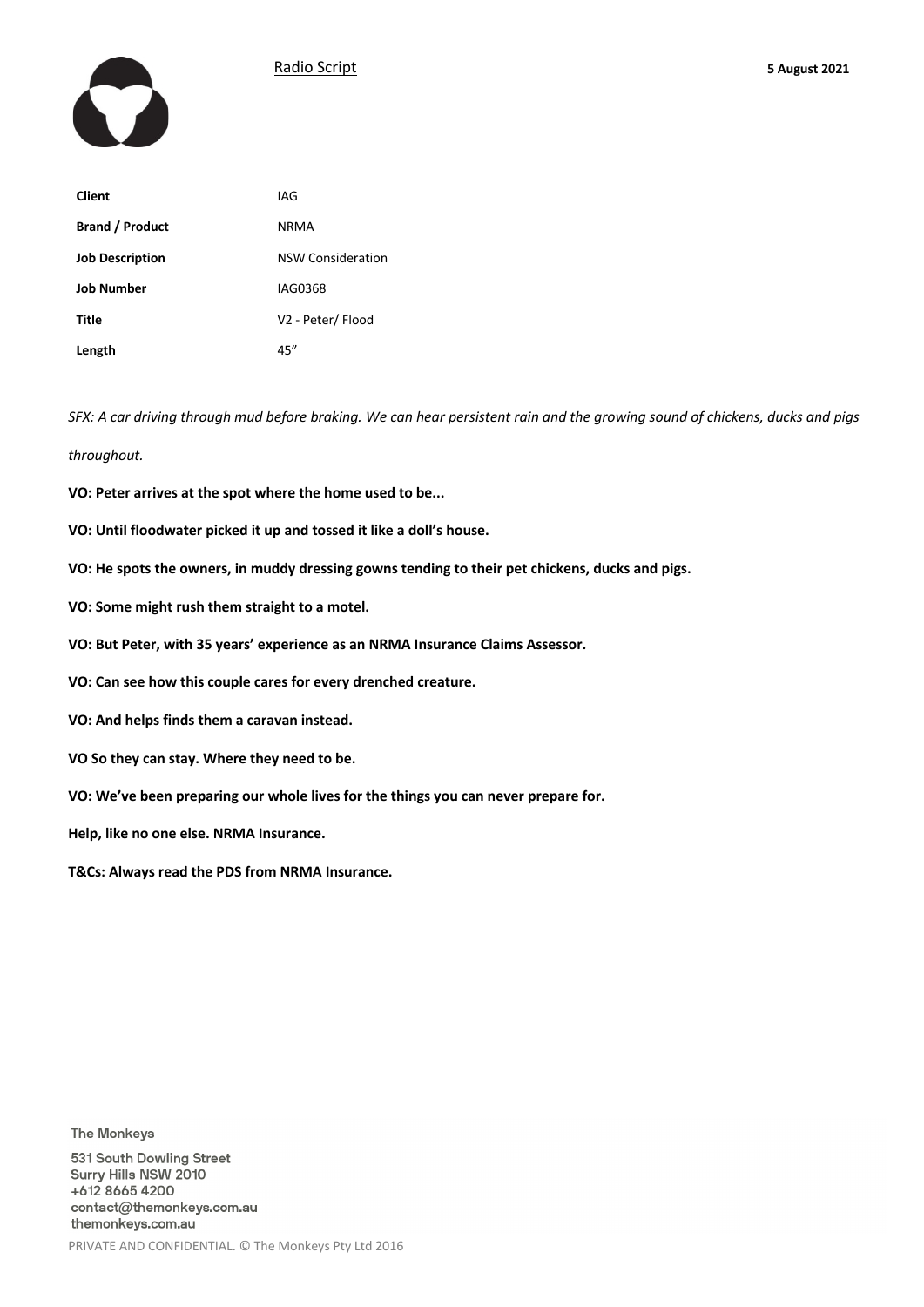Radio Script

**5 August 2021**

| **Client** | IAG |
|---|---|
| **Brand / Product** | NRMA |
| **Job Description** | NSW Consideration |
| **Job Number** | IAG0368 |
| **Title** | V2 - Peter/ Flood |
| **Length** | 45" |

*SFX: A car driving through mud before braking. We can hear persistent rain and the growing sound of chickens, ducks and pigs throughout.*

**VO: Peter arrives at the spot where the home used to be...**

**VO: Until floodwater picked it up and tossed it like a doll's house.**

**VO: He spots the owners, in muddy dressing gowns tending to their pet chickens, ducks and pigs.**

**VO: Some might rush them straight to a motel.**

**VO: But Peter, with 35 years' experience as an NRMA Insurance Claims Assessor.**

**VO: Can see how this couple cares for every drenched creature.**

**VO: And helps finds them a caravan instead.**

**VO So they can stay. Where they need to be.**

**VO: We've been preparing our whole lives for the things you can never prepare for.**

**Help, like no one else. NRMA Insurance.**

**T&Cs: Always read the PDS from NRMA Insurance.**

The Monkeys

531 South Dowling Street
Surry Hills NSW 2010
+612 8665 4200
contact@themonkeys.com.au
themonkeys.com.au

PRIVATE AND CONFIDENTIAL. © The Monkeys Pty Ltd 2016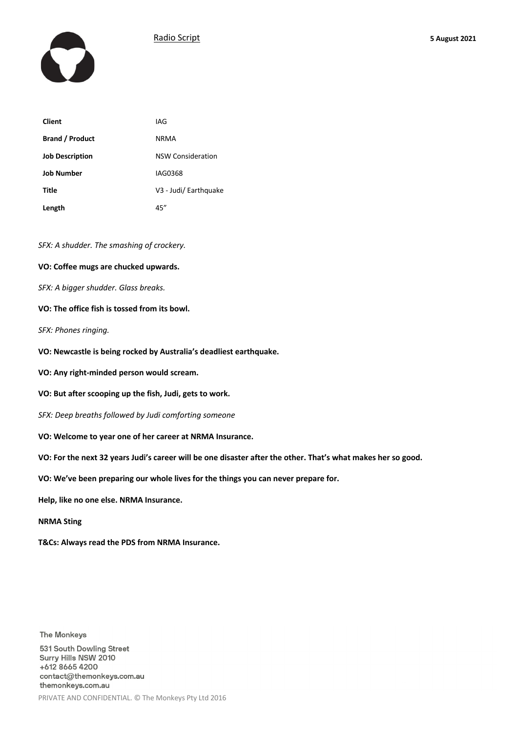Radio Script

**5 August 2021**

| | |
|---|---|
| **Client** | IAG |
| **Brand / Product** | NRMA |
| **Job Description** | NSW Consideration |
| **Job Number** | IAG0368 |
| **Title** | V3 - Judi/ Earthquake |
| **Length** | 45" |

*SFX: A shudder. The smashing of crockery.*

**VO: Coffee mugs are chucked upwards.**

*SFX: A bigger shudder. Glass breaks.*

**VO: The office fish is tossed from its bowl.**

*SFX: Phones ringing.*

**VO: Newcastle is being rocked by Australia's deadliest earthquake.**

**VO: Any right-minded person would scream.**

**VO: But after scooping up the fish, Judi, gets to work.**

*SFX: Deep breaths followed by Judi comforting someone*

**VO: Welcome to year one of her career at NRMA Insurance.**

**VO: For the next 32 years Judi's career will be one disaster after the other. That's what makes her so good.**

**VO: We've been preparing our whole lives for the things you can never prepare for.**

**Help, like no one else. NRMA Insurance.**

**NRMA Sting**

**T&Cs: Always read the PDS from NRMA Insurance.**

The Monkeys

531 South Dowling Street
Surry Hills NSW 2010
+612 8665 4200
contact@themonkeys.com.au
themonkeys.com.au

PRIVATE AND CONFIDENTIAL. © The Monkeys Pty Ltd 2016